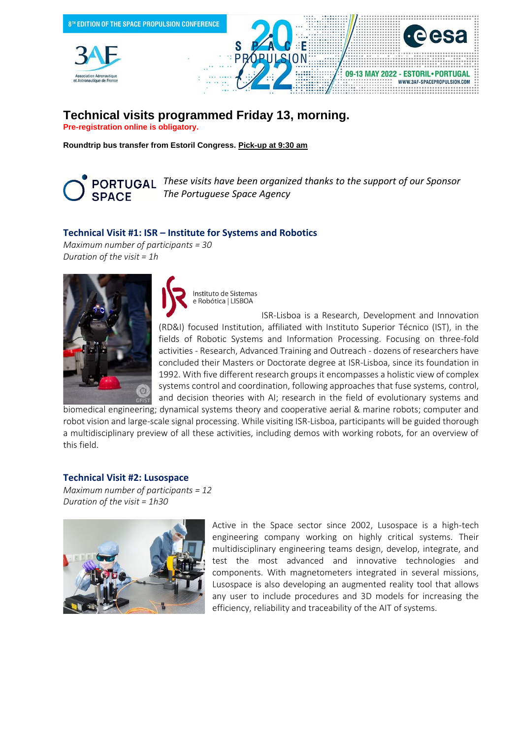8TH EDITION OF THE SPACE PROPULSION CONFERENCE

SPACE PROPULSION 2022

09-13 MAY 2022 - ESTORIL • PORTUGAL
WWW.3AF-SPACEPROPULSION.COM

# Technical visits programmed Friday 13, morning.

**Pre-registration online is obligatory.**

**Roundtrip bus transfer from Estoril Congress. Pick-up at 9:30 am**

*These visits have been organized thanks to the support of our Sponsor The Portuguese Space Agency*

## Technical Visit #1: ISR – Institute for Systems and Robotics

*Maximum number of participants = 30*
*Duration of the visit = 1h*

Instituto de Sistemas e Robótica | LISBOA

ISR-Lisboa is a Research, Development and Innovation (RD&I) focused Institution, affiliated with Instituto Superior Técnico (IST), in the fields of Robotic Systems and Information Processing. Focusing on three-fold activities - Research, Advanced Training and Outreach - dozens of researchers have concluded their Masters or Doctorate degree at ISR-Lisboa, since its foundation in 1992. With five different research groups it encompasses a holistic view of complex systems control and coordination, following approaches that fuse systems, control, and decision theories with AI; research in the field of evolutionary systems and biomedical engineering; dynamical systems theory and cooperative aerial & marine robots; computer and robot vision and large-scale signal processing. While visiting ISR-Lisboa, participants will be guided thorough a multidisciplinary preview of all these activities, including demos with working robots, for an overview of this field.

## Technical Visit #2: Lusospace

*Maximum number of participants = 12*
*Duration of the visit = 1h30*

Active in the Space sector since 2002, Lusospace is a high-tech engineering company working on highly critical systems. Their multidisciplinary engineering teams design, develop, integrate, and test the most advanced and innovative technologies and components. With magnetometers integrated in several missions, Lusospace is also developing an augmented reality tool that allows any user to include procedures and 3D models for increasing the efficiency, reliability and traceability of the AIT of systems.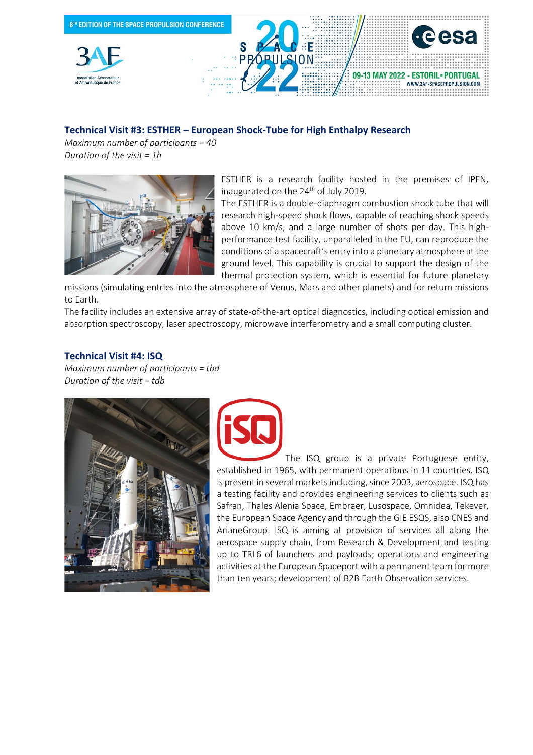### Technical Visit #3: ESTHER – European Shock-Tube for High Enthalpy Research

*Maximum number of participants = 40*
*Duration of the visit = 1h*

ESTHER is a research facility hosted in the premises of IPFN, inaugurated on the 24th of July 2019.

The ESTHER is a double-diaphragm combustion shock tube that will research high-speed shock flows, capable of reaching shock speeds above 10 km/s, and a large number of shots per day. This high-performance test facility, unparalleled in the EU, can reproduce the conditions of a spacecraft's entry into a planetary atmosphere at the ground level. This capability is crucial to support the design of the thermal protection system, which is essential for future planetary missions (simulating entries into the atmosphere of Venus, Mars and other planets) and for return missions to Earth.

The facility includes an extensive array of state-of-the-art optical diagnostics, including optical emission and absorption spectroscopy, laser spectroscopy, microwave interferometry and a small computing cluster.

### Technical Visit #4: ISQ

*Maximum number of participants = tbd*
*Duration of the visit = tdb*

The ISQ group is a private Portuguese entity, established in 1965, with permanent operations in 11 countries. ISQ is present in several markets including, since 2003, aerospace. ISQ has a testing facility and provides engineering services to clients such as Safran, Thales Alenia Space, Embraer, Lusospace, Omnidea, Tekever, the European Space Agency and through the GIE ESQS, also CNES and ArianeGroup. ISQ is aiming at provision of services all along the aerospace supply chain, from Research & Development and testing up to TRL6 of launchers and payloads; operations and engineering activities at the European Spaceport with a permanent team for more than ten years; development of B2B Earth Observation services.